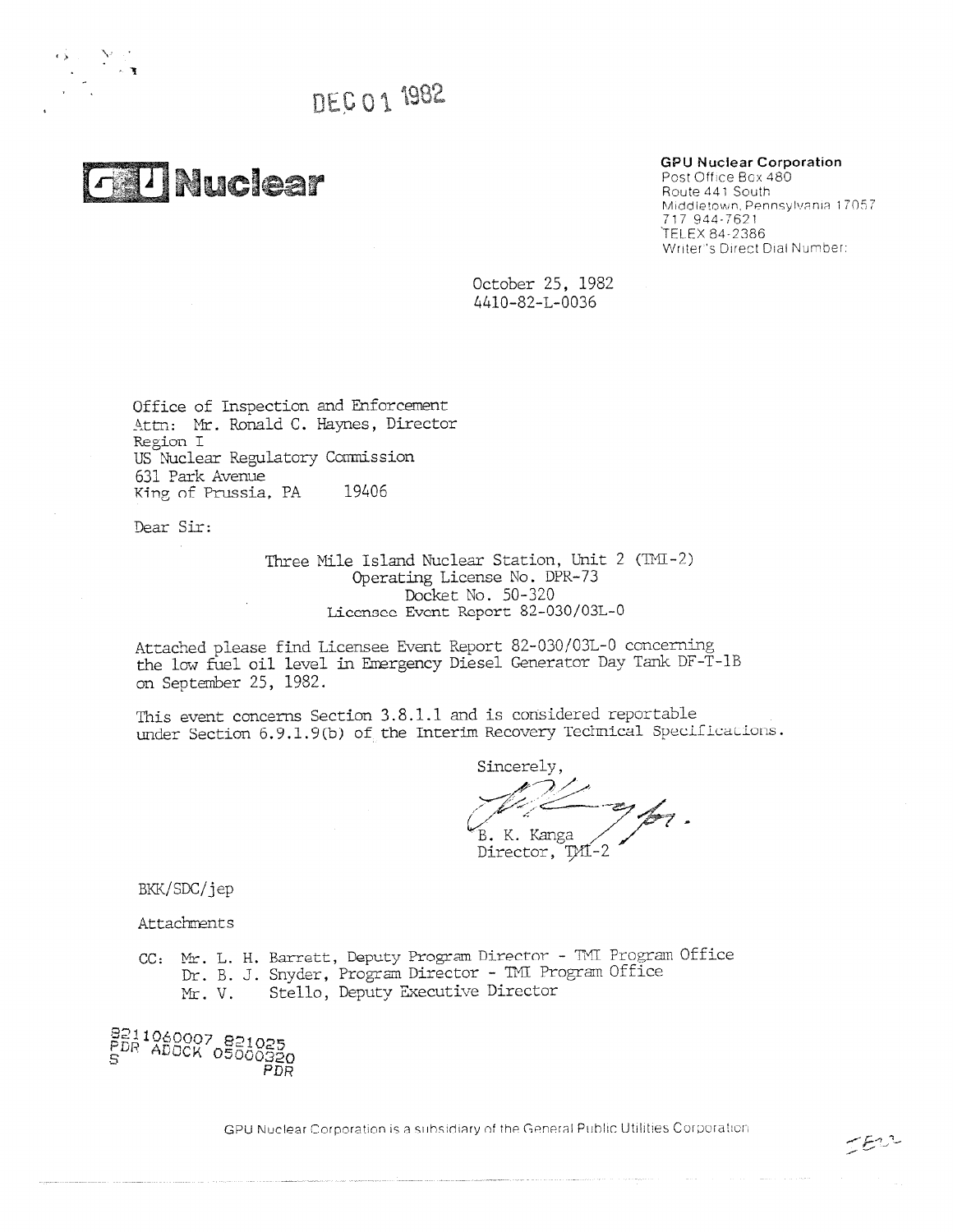DEC 01 1982

**GPU Nuclear**

**GPU Nuclear Corporation**
Post Office Box 480
Route 441 South
Middletown, Pennsylvania 17057
717 944-7621
TELEX 84-2386
Writer's Direct Dial Number:

October 25, 1982
4410-82-L-0036

Office of Inspection and Enforcement
Attn: Mr. Ronald C. Haynes, Director
Region I
US Nuclear Regulatory Commission
631 Park Avenue
King of Prussia, PA 19406

Dear Sir:

Three Mile Island Nuclear Station, Unit 2 (TMI-2)
Operating License No. DPR-73
Docket No. 50-320
Licensee Event Report 82-030/03L-0

Attached please find Licensee Event Report 82-030/03L-0 concerning the low fuel oil level in Emergency Diesel Generator Day Tank DF-T-1B on September 25, 1982.

This event concerns Section 3.8.1.1 and is considered reportable under Section 6.9.1.9(b) of the Interim Recovery Technical Specifications.

Sincerely,

B. K. Kanga
Director, TMI-2

BKK/SDC/jep

Attachments

CC: Mr. L. H. Barrett, Deputy Program Director - TMI Program Office
Dr. B. J. Snyder, Program Director - TMI Program Office
Mr. V. Stello, Deputy Executive Director

8211060007 821025
PDR ADOCK 05000320
S PDR

GPU Nuclear Corporation is a subsidiary of the General Public Utilities Corporation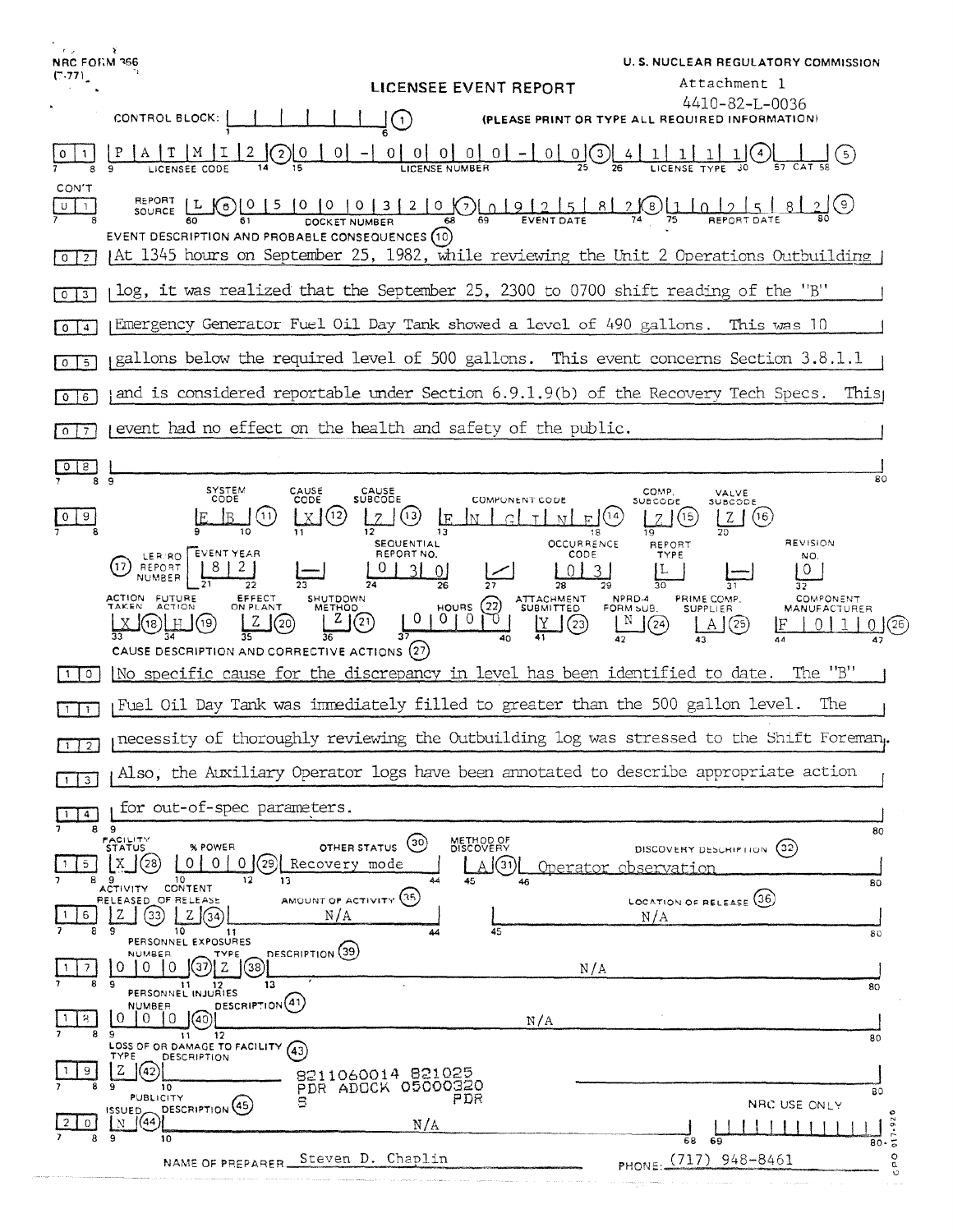NRC FORM 366 (7-77)

U. S. NUCLEAR REGULATORY COMMISSION

# LICENSEE EVENT REPORT

Attachment 1
4410-82-L-0036

CONTROL BLOCK: (1) (PLEASE PRINT OR TYPE ALL REQUIRED INFORMATION)

| 0 1 | LICENSEE CODE | LICENSE NUMBER | LICENSE TYPE | CAT |
|---|---|---|---|---|
| | P A T M I 2 (2) | 0 0 - 0 0 0 0 0 - 0 0 (3) | 4 1 1 1 1 (4) | (5) |

| CON'T 0 1 | REPORT SOURCE | DOCKET NUMBER | EVENT DATE | REPORT DATE |
|---|---|---|---|---|
| | L (6) | 0 5 0 0 0 3 2 0 (7) | 0 9 2 5 8 2 (8) | 1 0 2 5 8 2 (9) |

EVENT DESCRIPTION AND PROBABLE CONSEQUENCES (10)

At 1345 hours on September 25, 1982, while reviewing the Unit 2 Operations Outbuilding log, it was realized that the September 25, 2300 to 0700 shift reading of the "B" Emergency Generator Fuel Oil Day Tank showed a level of 490 gallons. This was 10 gallons below the required level of 500 gallons. This event concerns Section 3.8.1.1 and is considered reportable under Section 6.9.1.9(b) of the Recovery Tech Specs. This event had no effect on the health and safety of the public.

| SYSTEM CODE | CAUSE CODE | CAUSE SUBCODE | COMPONENT CODE | COMP. SUBCODE | VALVE SUBCODE |
|---|---|---|---|---|---|
| E B (11) | X (12) | Z (13) | E N G I N E (14) | Z (15) | Z (16) |

| (17) LER/RO REPORT NUMBER | EVENT YEAR | | SEQUENTIAL REPORT NO. | | OCCURRENCE CODE | REPORT TYPE | | REVISION NO. |
|---|---|---|---|---|---|---|---|---|
| | 8 2 | — | 0 3 0 | / | 0 3 | L | — | 0 |

| ACTION TAKEN | FUTURE ACTION | EFFECT ON PLANT | SHUTDOWN METHOD | HOURS (22) | ATTACHMENT SUBMITTED | NPRD-4 FORM SUB. | PRIME COMP. SUPPLIER | COMPONENT MANUFACTURER |
|---|---|---|---|---|---|---|---|---|
| X (18) | H (19) | Z (20) | Z (21) | 0 0 0 0 | Y (23) | N (24) | A (25) | F 0 1 1 0 (26) |

CAUSE DESCRIPTION AND CORRECTIVE ACTIONS (27)

No specific cause for the discrepancy in level has been identified to date. The "B" Fuel Oil Day Tank was immediately filled to greater than the 500 gallon level. The necessity of thoroughly reviewing the Outbuilding log was stressed to the Shift Foreman. Also, the Auxiliary Operator logs have been annotated to describe appropriate action for out-of-spec parameters.

| FACILITY STATUS | % POWER | OTHER STATUS (30) | METHOD OF DISCOVERY | DISCOVERY DESCRIPTION (32) |
|---|---|---|---|---|
| X (28) | 0 0 0 (29) | Recovery mode | A (31) | Operator observation |

| ACTIVITY RELEASED OF RELEASE | CONTENT | AMOUNT OF ACTIVITY (35) | LOCATION OF RELEASE (36) |
|---|---|---|---|
| Z (33) | Z (34) | N/A | N/A |

| PERSONNEL EXPOSURES NUMBER | TYPE | DESCRIPTION (39) |
|---|---|---|
| 0 0 0 (37) | Z (38) | N/A |

| PERSONNEL INJURIES NUMBER | DESCRIPTION (41) |
|---|---|
| 0 0 0 (40) | N/A |

| LOSS OF OR DAMAGE TO FACILITY (43) TYPE | DESCRIPTION |
|---|---|
| Z (42) | |

8211060014 821025
PDR ADOCK 05000320
S PDR

| PUBLICITY ISSUED | DESCRIPTION (45) | NRC USE ONLY |
|---|---|---|
| N (44) | N/A | |

NAME OF PREPARER Steven D. Chaplin    PHONE: (717) 948-8461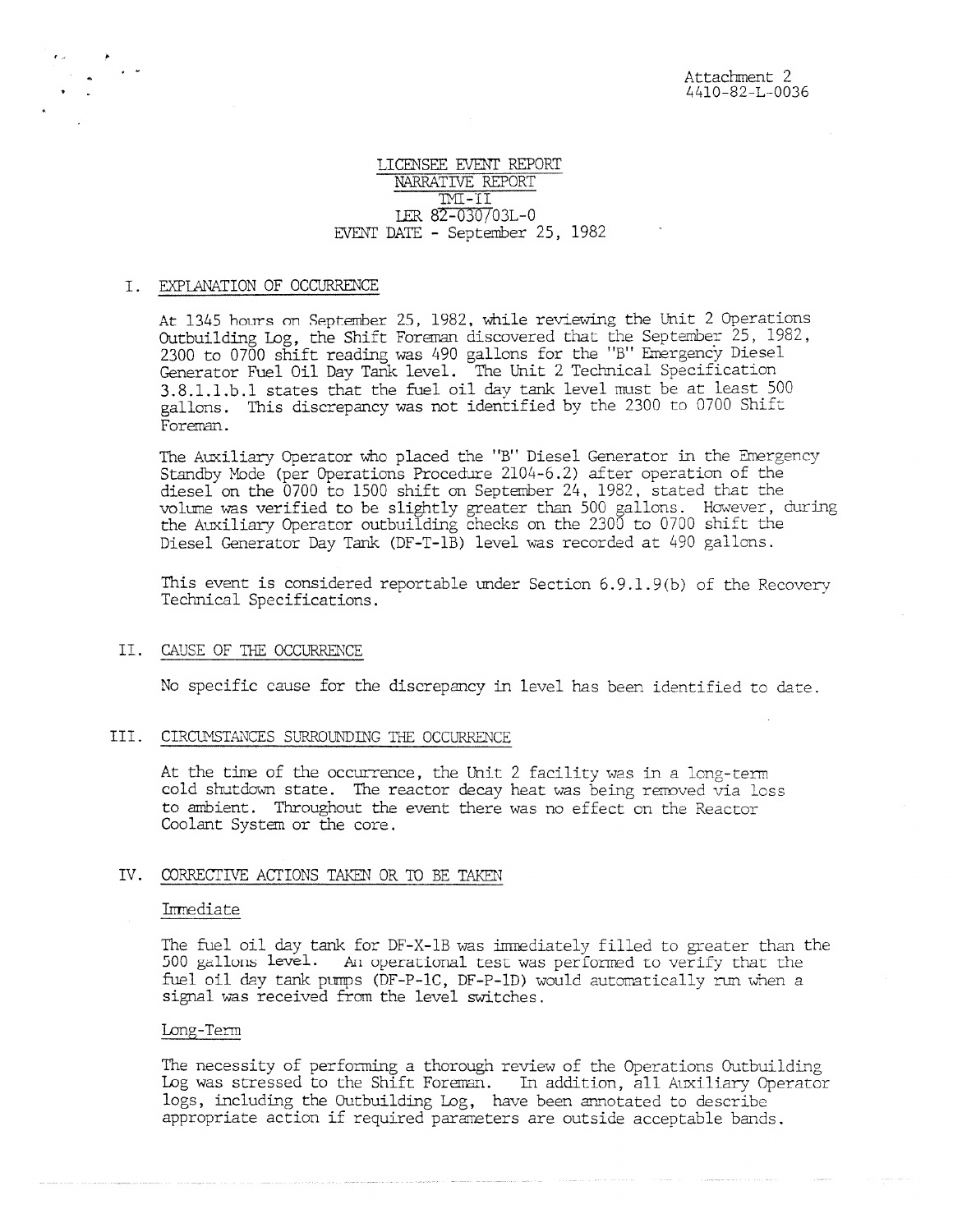Attachment 2
4410-82-L-0036

# LICENSEE EVENT REPORT
## NARRATIVE REPORT
## TMI-II
## LER 82-030/03L-0
## EVENT DATE - September 25, 1982

### I. EXPLANATION OF OCCURRENCE

At 1345 hours on September 25, 1982, while reviewing the Unit 2 Operations Outbuilding Log, the Shift Foreman discovered that the September 25, 1982, 2300 to 0700 shift reading was 490 gallons for the "B" Emergency Diesel Generator Fuel Oil Day Tank level. The Unit 2 Technical Specification 3.8.1.1.b.1 states that the fuel oil day tank level must be at least 500 gallons. This discrepancy was not identified by the 2300 to 0700 Shift Foreman.

The Auxiliary Operator who placed the "B" Diesel Generator in the Emergency Standby Mode (per Operations Procedure 2104-6.2) after operation of the diesel on the 0700 to 1500 shift on September 24, 1982, stated that the volume was verified to be slightly greater than 500 gallons. However, during the Auxiliary Operator outbuilding checks on the 2300 to 0700 shift the Diesel Generator Day Tank (DF-T-1B) level was recorded at 490 gallons.

This event is considered reportable under Section 6.9.1.9(b) of the Recovery Technical Specifications.

### II. CAUSE OF THE OCCURRENCE

No specific cause for the discrepancy in level has been identified to date.

### III. CIRCUMSTANCES SURROUNDING THE OCCURRENCE

At the time of the occurrence, the Unit 2 facility was in a long-term cold shutdown state. The reactor decay heat was being removed via loss to ambient. Throughout the event there was no effect on the Reactor Coolant System or the core.

### IV. CORRECTIVE ACTIONS TAKEN OR TO BE TAKEN

#### Immediate

The fuel oil day tank for DF-X-1B was immediately filled to greater than the 500 gallons level. An operational test was performed to verify that the fuel oil day tank pumps (DF-P-1C, DF-P-1D) would automatically run when a signal was received from the level switches.

#### Long-Term

The necessity of performing a thorough review of the Operations Outbuilding Log was stressed to the Shift Foreman. In addition, all Auxiliary Operator logs, including the Outbuilding Log, have been annotated to describe appropriate action if required parameters are outside acceptable bands.